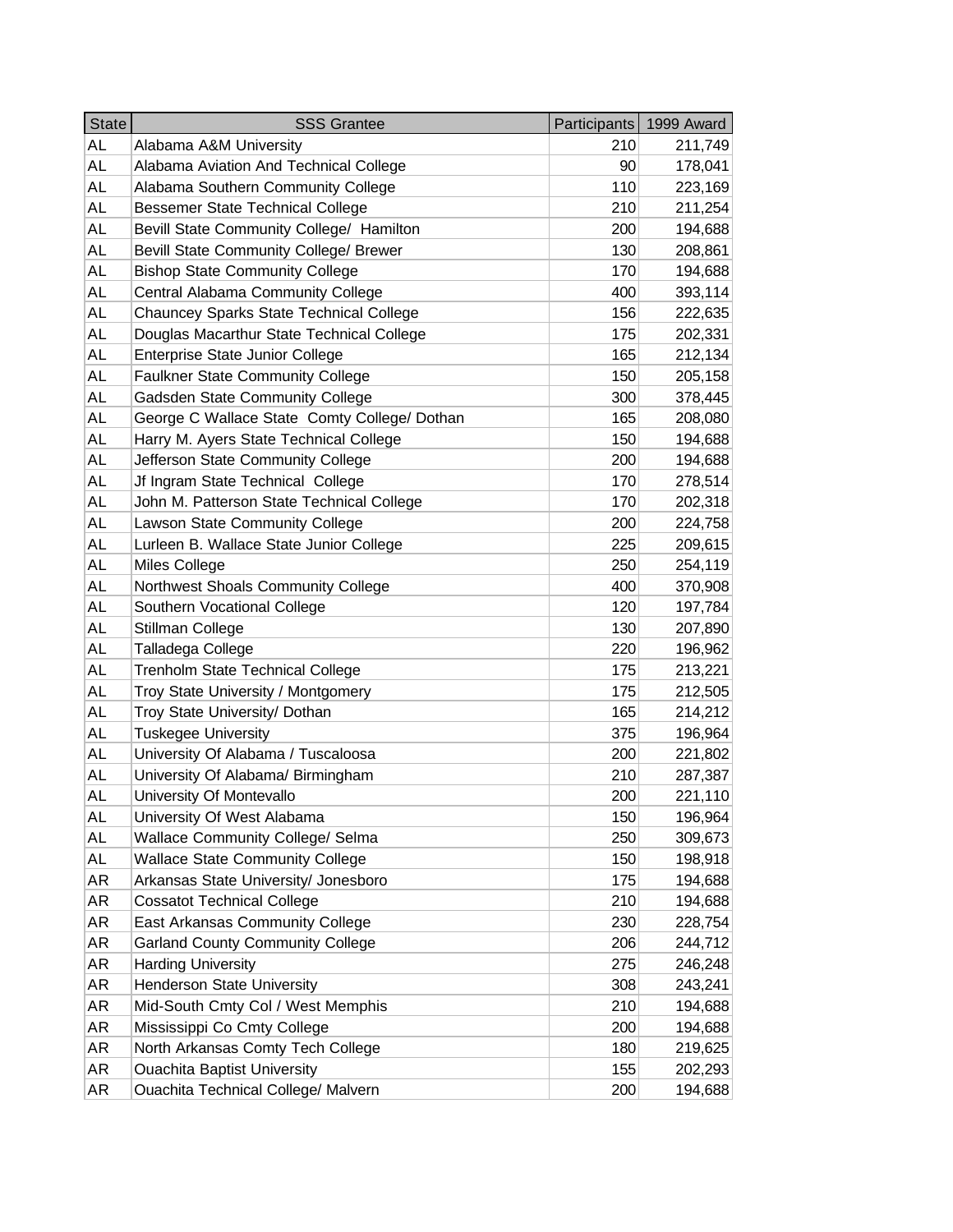| State | SSS Grantee | Participants | 1999 Award |
| --- | --- | --- | --- |
| AL | Alabama A&M University | 210 | 211,749 |
| AL | Alabama Aviation And Technical College | 90 | 178,041 |
| AL | Alabama Southern Community College | 110 | 223,169 |
| AL | Bessemer State Technical College | 210 | 211,254 |
| AL | Bevill State Community College/ Hamilton | 200 | 194,688 |
| AL | Bevill State Community College/ Brewer | 130 | 208,861 |
| AL | Bishop State Community College | 170 | 194,688 |
| AL | Central Alabama Community College | 400 | 393,114 |
| AL | Chauncey Sparks State Technical College | 156 | 222,635 |
| AL | Douglas Macarthur State Technical College | 175 | 202,331 |
| AL | Enterprise State Junior College | 165 | 212,134 |
| AL | Faulkner State Community College | 150 | 205,158 |
| AL | Gadsden State Community College | 300 | 378,445 |
| AL | George C Wallace State Comty College/ Dothan | 165 | 208,080 |
| AL | Harry M. Ayers State Technical College | 150 | 194,688 |
| AL | Jefferson State Community College | 200 | 194,688 |
| AL | Jf Ingram State Technical College | 170 | 278,514 |
| AL | John M. Patterson State Technical College | 170 | 202,318 |
| AL | Lawson State Community College | 200 | 224,758 |
| AL | Lurleen B. Wallace State Junior College | 225 | 209,615 |
| AL | Miles College | 250 | 254,119 |
| AL | Northwest Shoals Community College | 400 | 370,908 |
| AL | Southern Vocational College | 120 | 197,784 |
| AL | Stillman College | 130 | 207,890 |
| AL | Talladega College | 220 | 196,962 |
| AL | Trenholm State Technical College | 175 | 213,221 |
| AL | Troy State University / Montgomery | 175 | 212,505 |
| AL | Troy State University/ Dothan | 165 | 214,212 |
| AL | Tuskegee University | 375 | 196,964 |
| AL | University Of Alabama / Tuscaloosa | 200 | 221,802 |
| AL | University Of Alabama/ Birmingham | 210 | 287,387 |
| AL | University Of Montevallo | 200 | 221,110 |
| AL | University Of West Alabama | 150 | 196,964 |
| AL | Wallace Community College/ Selma | 250 | 309,673 |
| AL | Wallace State Community College | 150 | 198,918 |
| AR | Arkansas State University/ Jonesboro | 175 | 194,688 |
| AR | Cossatot Technical College | 210 | 194,688 |
| AR | East Arkansas Community College | 230 | 228,754 |
| AR | Garland County Community College | 206 | 244,712 |
| AR | Harding University | 275 | 246,248 |
| AR | Henderson State University | 308 | 243,241 |
| AR | Mid-South Cmty Col / West Memphis | 210 | 194,688 |
| AR | Mississippi Co Cmty College | 200 | 194,688 |
| AR | North Arkansas Comty Tech College | 180 | 219,625 |
| AR | Ouachita Baptist University | 155 | 202,293 |
| AR | Ouachita Technical College/ Malvern | 200 | 194,688 |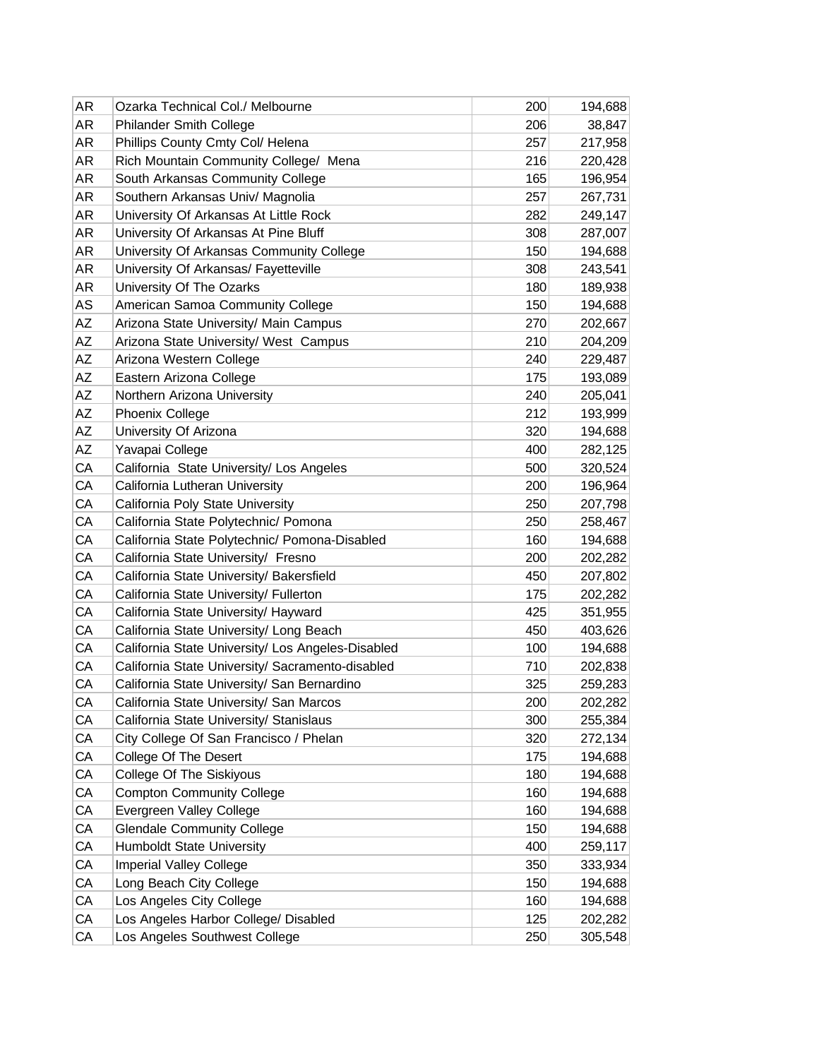| | | | |
|---|---|---|---|
| AR | Ozarka Technical Col./ Melbourne | 200 | 194,688 |
| AR | Philander Smith College | 206 | 38,847 |
| AR | Phillips County Cmty Col/ Helena | 257 | 217,958 |
| AR | Rich Mountain Community College/ Mena | 216 | 220,428 |
| AR | South Arkansas Community College | 165 | 196,954 |
| AR | Southern Arkansas Univ/ Magnolia | 257 | 267,731 |
| AR | University Of Arkansas At Little Rock | 282 | 249,147 |
| AR | University Of Arkansas At Pine Bluff | 308 | 287,007 |
| AR | University Of Arkansas Community College | 150 | 194,688 |
| AR | University Of Arkansas/ Fayetteville | 308 | 243,541 |
| AR | University Of The Ozarks | 180 | 189,938 |
| AS | American Samoa Community College | 150 | 194,688 |
| AZ | Arizona State University/ Main Campus | 270 | 202,667 |
| AZ | Arizona State University/ West Campus | 210 | 204,209 |
| AZ | Arizona Western College | 240 | 229,487 |
| AZ | Eastern Arizona College | 175 | 193,089 |
| AZ | Northern Arizona University | 240 | 205,041 |
| AZ | Phoenix College | 212 | 193,999 |
| AZ | University Of Arizona | 320 | 194,688 |
| AZ | Yavapai College | 400 | 282,125 |
| CA | California State University/ Los Angeles | 500 | 320,524 |
| CA | California Lutheran University | 200 | 196,964 |
| CA | California Poly State University | 250 | 207,798 |
| CA | California State Polytechnic/ Pomona | 250 | 258,467 |
| CA | California State Polytechnic/ Pomona-Disabled | 160 | 194,688 |
| CA | California State University/ Fresno | 200 | 202,282 |
| CA | California State University/ Bakersfield | 450 | 207,802 |
| CA | California State University/ Fullerton | 175 | 202,282 |
| CA | California State University/ Hayward | 425 | 351,955 |
| CA | California State University/ Long Beach | 450 | 403,626 |
| CA | California State University/ Los Angeles-Disabled | 100 | 194,688 |
| CA | California State University/ Sacramento-disabled | 710 | 202,838 |
| CA | California State University/ San Bernardino | 325 | 259,283 |
| CA | California State University/ San Marcos | 200 | 202,282 |
| CA | California State University/ Stanislaus | 300 | 255,384 |
| CA | City College Of San Francisco / Phelan | 320 | 272,134 |
| CA | College Of The Desert | 175 | 194,688 |
| CA | College Of The Siskiyous | 180 | 194,688 |
| CA | Compton Community College | 160 | 194,688 |
| CA | Evergreen Valley College | 160 | 194,688 |
| CA | Glendale Community College | 150 | 194,688 |
| CA | Humboldt State University | 400 | 259,117 |
| CA | Imperial Valley College | 350 | 333,934 |
| CA | Long Beach City College | 150 | 194,688 |
| CA | Los Angeles City College | 160 | 194,688 |
| CA | Los Angeles Harbor College/ Disabled | 125 | 202,282 |
| CA | Los Angeles Southwest College | 250 | 305,548 |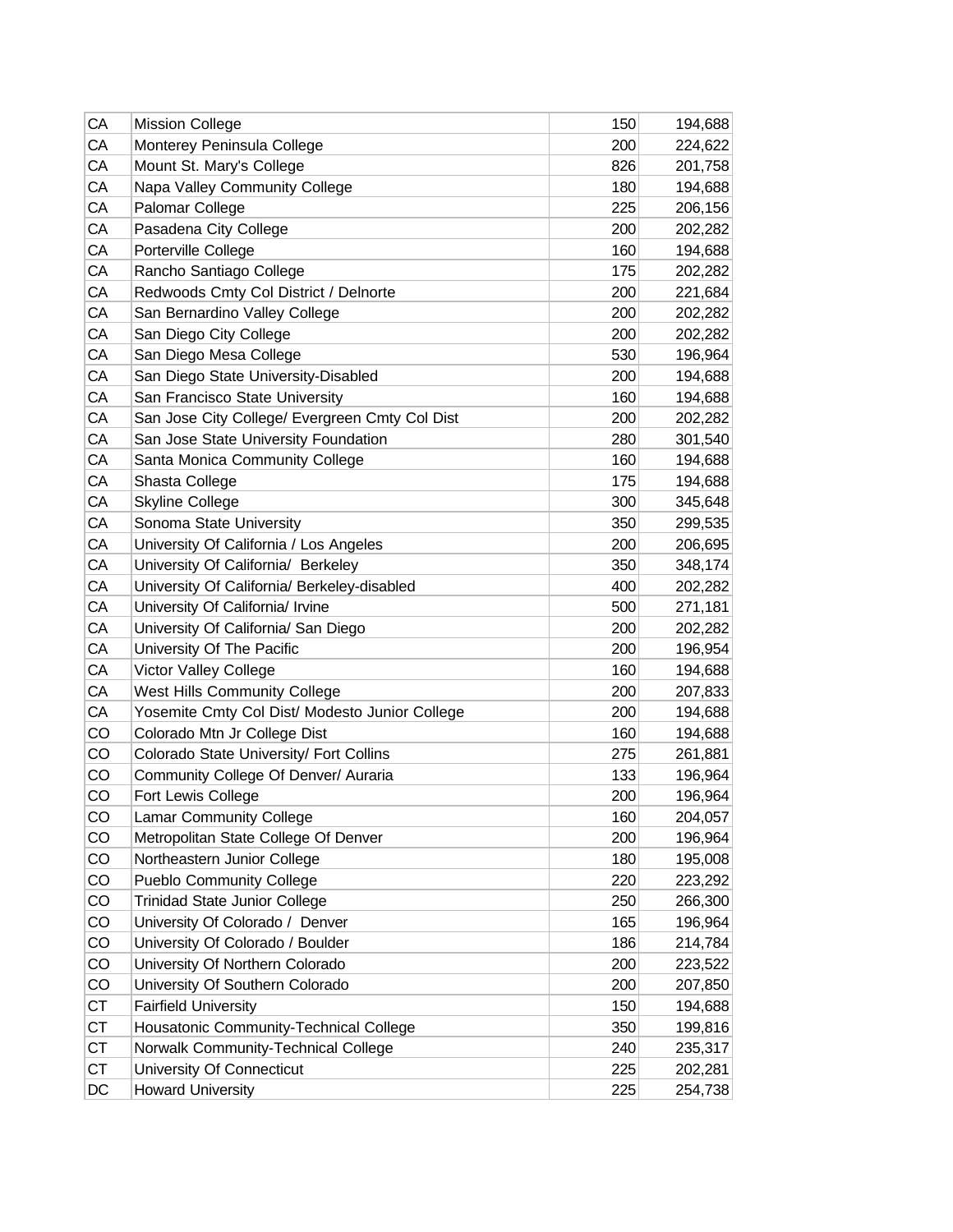| | | | |
|---|---|---|---|
| CA | Mission College | 150 | 194,688 |
| CA | Monterey Peninsula College | 200 | 224,622 |
| CA | Mount St. Mary's College | 826 | 201,758 |
| CA | Napa Valley Community College | 180 | 194,688 |
| CA | Palomar College | 225 | 206,156 |
| CA | Pasadena City College | 200 | 202,282 |
| CA | Porterville College | 160 | 194,688 |
| CA | Rancho Santiago College | 175 | 202,282 |
| CA | Redwoods Cmty Col District / Delnorte | 200 | 221,684 |
| CA | San Bernardino Valley College | 200 | 202,282 |
| CA | San Diego City College | 200 | 202,282 |
| CA | San Diego Mesa College | 530 | 196,964 |
| CA | San Diego State University-Disabled | 200 | 194,688 |
| CA | San Francisco State University | 160 | 194,688 |
| CA | San Jose City College/ Evergreen Cmty Col Dist | 200 | 202,282 |
| CA | San Jose State University Foundation | 280 | 301,540 |
| CA | Santa Monica Community College | 160 | 194,688 |
| CA | Shasta College | 175 | 194,688 |
| CA | Skyline College | 300 | 345,648 |
| CA | Sonoma State University | 350 | 299,535 |
| CA | University Of California / Los Angeles | 200 | 206,695 |
| CA | University Of California/ Berkeley | 350 | 348,174 |
| CA | University Of California/ Berkeley-disabled | 400 | 202,282 |
| CA | University Of California/ Irvine | 500 | 271,181 |
| CA | University Of California/ San Diego | 200 | 202,282 |
| CA | University Of The Pacific | 200 | 196,954 |
| CA | Victor Valley College | 160 | 194,688 |
| CA | West Hills Community College | 200 | 207,833 |
| CA | Yosemite Cmty Col Dist/ Modesto Junior College | 200 | 194,688 |
| CO | Colorado Mtn Jr College Dist | 160 | 194,688 |
| CO | Colorado State University/ Fort Collins | 275 | 261,881 |
| CO | Community College Of Denver/ Auraria | 133 | 196,964 |
| CO | Fort Lewis College | 200 | 196,964 |
| CO | Lamar Community College | 160 | 204,057 |
| CO | Metropolitan State College Of Denver | 200 | 196,964 |
| CO | Northeastern Junior College | 180 | 195,008 |
| CO | Pueblo Community College | 220 | 223,292 |
| CO | Trinidad State Junior College | 250 | 266,300 |
| CO | University Of Colorado / Denver | 165 | 196,964 |
| CO | University Of Colorado / Boulder | 186 | 214,784 |
| CO | University Of Northern Colorado | 200 | 223,522 |
| CO | University Of Southern Colorado | 200 | 207,850 |
| CT | Fairfield University | 150 | 194,688 |
| CT | Housatonic Community-Technical College | 350 | 199,816 |
| CT | Norwalk Community-Technical College | 240 | 235,317 |
| CT | University Of Connecticut | 225 | 202,281 |
| DC | Howard University | 225 | 254,738 |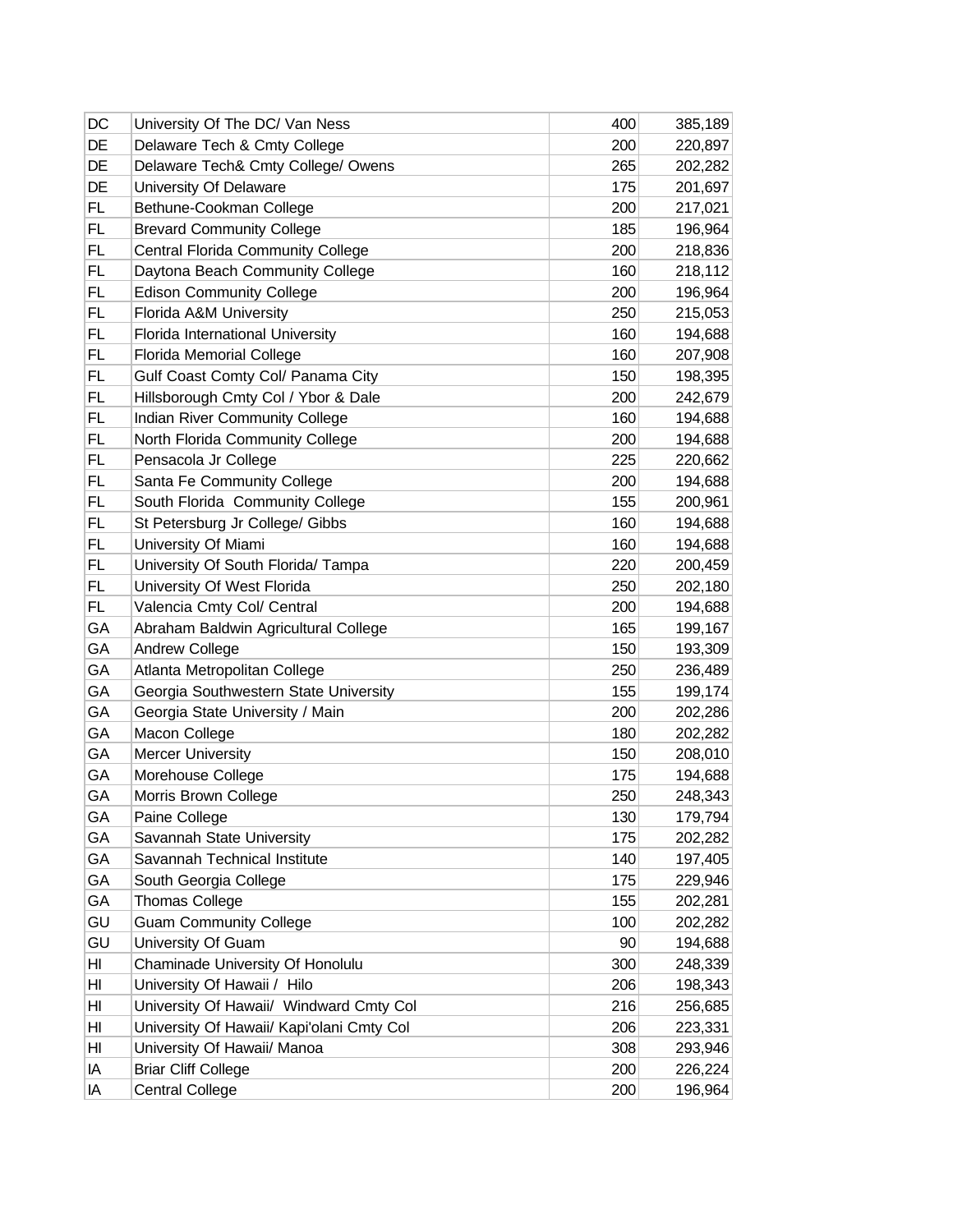| | | | |
|---|---|---|---|
| DC | University Of The DC/ Van Ness | 400 | 385,189 |
| DE | Delaware Tech & Cmty College | 200 | 220,897 |
| DE | Delaware Tech& Cmty College/ Owens | 265 | 202,282 |
| DE | University Of Delaware | 175 | 201,697 |
| FL | Bethune-Cookman College | 200 | 217,021 |
| FL | Brevard Community College | 185 | 196,964 |
| FL | Central Florida Community College | 200 | 218,836 |
| FL | Daytona Beach Community College | 160 | 218,112 |
| FL | Edison Community College | 200 | 196,964 |
| FL | Florida A&M University | 250 | 215,053 |
| FL | Florida International University | 160 | 194,688 |
| FL | Florida Memorial College | 160 | 207,908 |
| FL | Gulf Coast Comty Col/ Panama City | 150 | 198,395 |
| FL | Hillsborough Cmty Col / Ybor & Dale | 200 | 242,679 |
| FL | Indian River Community College | 160 | 194,688 |
| FL | North Florida Community College | 200 | 194,688 |
| FL | Pensacola Jr College | 225 | 220,662 |
| FL | Santa Fe Community College | 200 | 194,688 |
| FL | South Florida Community College | 155 | 200,961 |
| FL | St Petersburg Jr College/ Gibbs | 160 | 194,688 |
| FL | University Of Miami | 160 | 194,688 |
| FL | University Of South Florida/ Tampa | 220 | 200,459 |
| FL | University Of West Florida | 250 | 202,180 |
| FL | Valencia Cmty Col/ Central | 200 | 194,688 |
| GA | Abraham Baldwin Agricultural College | 165 | 199,167 |
| GA | Andrew College | 150 | 193,309 |
| GA | Atlanta Metropolitan College | 250 | 236,489 |
| GA | Georgia Southwestern State University | 155 | 199,174 |
| GA | Georgia State University / Main | 200 | 202,286 |
| GA | Macon College | 180 | 202,282 |
| GA | Mercer University | 150 | 208,010 |
| GA | Morehouse College | 175 | 194,688 |
| GA | Morris Brown College | 250 | 248,343 |
| GA | Paine College | 130 | 179,794 |
| GA | Savannah State University | 175 | 202,282 |
| GA | Savannah Technical Institute | 140 | 197,405 |
| GA | South Georgia College | 175 | 229,946 |
| GA | Thomas College | 155 | 202,281 |
| GU | Guam Community College | 100 | 202,282 |
| GU | University Of Guam | 90 | 194,688 |
| HI | Chaminade University Of Honolulu | 300 | 248,339 |
| HI | University Of Hawaii / Hilo | 206 | 198,343 |
| HI | University Of Hawaii/ Windward Cmty Col | 216 | 256,685 |
| HI | University Of Hawaii/ Kapi'olani Cmty Col | 206 | 223,331 |
| HI | University Of Hawaii/ Manoa | 308 | 293,946 |
| IA | Briar Cliff College | 200 | 226,224 |
| IA | Central College | 200 | 196,964 |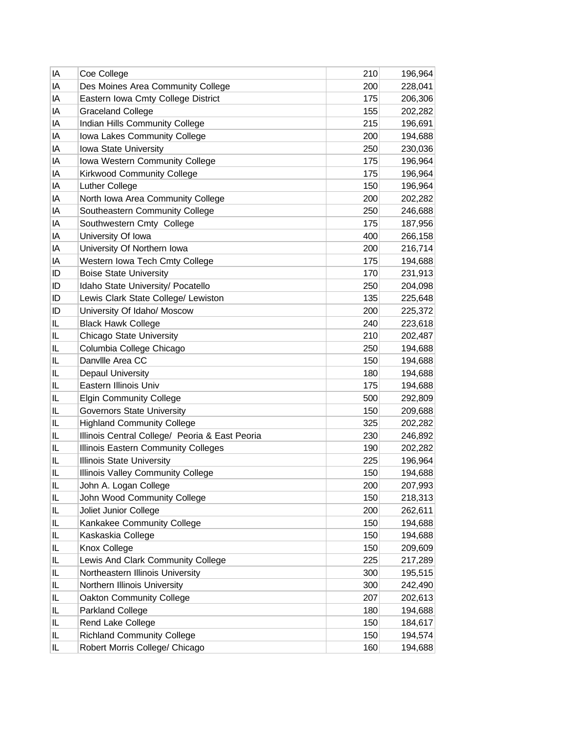| | | | |
|---|---|---|---|
| IA | Coe College | 210 | 196,964 |
| IA | Des Moines Area Community College | 200 | 228,041 |
| IA | Eastern Iowa Cmty College District | 175 | 206,306 |
| IA | Graceland College | 155 | 202,282 |
| IA | Indian Hills Community College | 215 | 196,691 |
| IA | Iowa Lakes Community College | 200 | 194,688 |
| IA | Iowa State University | 250 | 230,036 |
| IA | Iowa Western Community College | 175 | 196,964 |
| IA | Kirkwood Community College | 175 | 196,964 |
| IA | Luther College | 150 | 196,964 |
| IA | North Iowa Area Community College | 200 | 202,282 |
| IA | Southeastern Community College | 250 | 246,688 |
| IA | Southwestern Cmty  College | 175 | 187,956 |
| IA | University Of Iowa | 400 | 266,158 |
| IA | University Of Northern Iowa | 200 | 216,714 |
| IA | Western Iowa Tech Cmty College | 175 | 194,688 |
| ID | Boise State University | 170 | 231,913 |
| ID | Idaho State University/ Pocatello | 250 | 204,098 |
| ID | Lewis Clark State College/ Lewiston | 135 | 225,648 |
| ID | University Of Idaho/ Moscow | 200 | 225,372 |
| IL | Black Hawk College | 240 | 223,618 |
| IL | Chicago State University | 210 | 202,487 |
| IL | Columbia College Chicago | 250 | 194,688 |
| IL | Danvllle Area CC | 150 | 194,688 |
| IL | Depaul University | 180 | 194,688 |
| IL | Eastern Illinois Univ | 175 | 194,688 |
| IL | Elgin Community College | 500 | 292,809 |
| IL | Governors State University | 150 | 209,688 |
| IL | Highland Community College | 325 | 202,282 |
| IL | Illinois Central College/  Peoria & East Peoria | 230 | 246,892 |
| IL | Illinois Eastern Community Colleges | 190 | 202,282 |
| IL | Illinois State University | 225 | 196,964 |
| IL | Illinois Valley Community College | 150 | 194,688 |
| IL | John A. Logan College | 200 | 207,993 |
| IL | John Wood Community College | 150 | 218,313 |
| IL | Joliet Junior College | 200 | 262,611 |
| IL | Kankakee Community College | 150 | 194,688 |
| IL | Kaskaskia College | 150 | 194,688 |
| IL | Knox College | 150 | 209,609 |
| IL | Lewis And Clark Community College | 225 | 217,289 |
| IL | Northeastern Illinois University | 300 | 195,515 |
| IL | Northern Illinois University | 300 | 242,490 |
| IL | Oakton Community College | 207 | 202,613 |
| IL | Parkland College | 180 | 194,688 |
| IL | Rend Lake College | 150 | 184,617 |
| IL | Richland Community College | 150 | 194,574 |
| IL | Robert Morris College/ Chicago | 160 | 194,688 |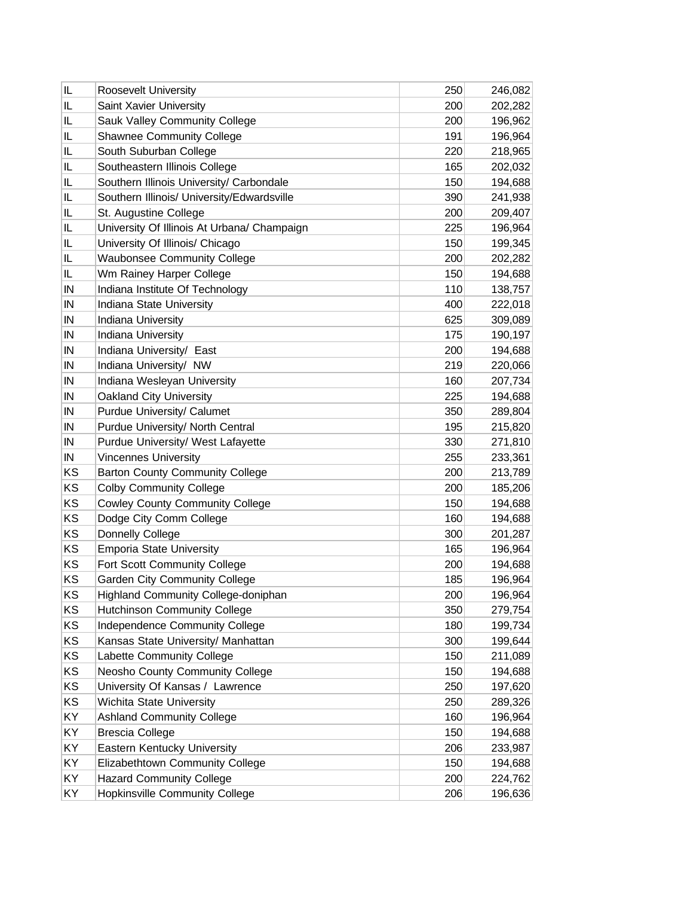| | | | |
|---|---|---|---|
| IL | Roosevelt University | 250 | 246,082 |
| IL | Saint Xavier University | 200 | 202,282 |
| IL | Sauk Valley Community College | 200 | 196,962 |
| IL | Shawnee Community College | 191 | 196,964 |
| IL | South Suburban College | 220 | 218,965 |
| IL | Southeastern Illinois College | 165 | 202,032 |
| IL | Southern Illinois University/ Carbondale | 150 | 194,688 |
| IL | Southern Illinois/ University/Edwardsville | 390 | 241,938 |
| IL | St. Augustine College | 200 | 209,407 |
| IL | University Of Illinois At Urbana/ Champaign | 225 | 196,964 |
| IL | University Of Illinois/ Chicago | 150 | 199,345 |
| IL | Waubonsee Community College | 200 | 202,282 |
| IL | Wm Rainey Harper College | 150 | 194,688 |
| IN | Indiana Institute Of Technology | 110 | 138,757 |
| IN | Indiana State University | 400 | 222,018 |
| IN | Indiana University | 625 | 309,089 |
| IN | Indiana University | 175 | 190,197 |
| IN | Indiana University/ East | 200 | 194,688 |
| IN | Indiana University/ NW | 219 | 220,066 |
| IN | Indiana Wesleyan University | 160 | 207,734 |
| IN | Oakland City University | 225 | 194,688 |
| IN | Purdue University/ Calumet | 350 | 289,804 |
| IN | Purdue University/ North Central | 195 | 215,820 |
| IN | Purdue University/ West Lafayette | 330 | 271,810 |
| IN | Vincennes University | 255 | 233,361 |
| KS | Barton County Community College | 200 | 213,789 |
| KS | Colby Community College | 200 | 185,206 |
| KS | Cowley County Community College | 150 | 194,688 |
| KS | Dodge City Comm College | 160 | 194,688 |
| KS | Donnelly College | 300 | 201,287 |
| KS | Emporia State University | 165 | 196,964 |
| KS | Fort Scott Community College | 200 | 194,688 |
| KS | Garden City Community College | 185 | 196,964 |
| KS | Highland Community College-doniphan | 200 | 196,964 |
| KS | Hutchinson Community College | 350 | 279,754 |
| KS | Independence Community College | 180 | 199,734 |
| KS | Kansas State University/ Manhattan | 300 | 199,644 |
| KS | Labette Community College | 150 | 211,089 |
| KS | Neosho County Community College | 150 | 194,688 |
| KS | University Of Kansas / Lawrence | 250 | 197,620 |
| KS | Wichita State University | 250 | 289,326 |
| KY | Ashland Community College | 160 | 196,964 |
| KY | Brescia College | 150 | 194,688 |
| KY | Eastern Kentucky University | 206 | 233,987 |
| KY | Elizabethtown Community College | 150 | 194,688 |
| KY | Hazard Community College | 200 | 224,762 |
| KY | Hopkinsville Community College | 206 | 196,636 |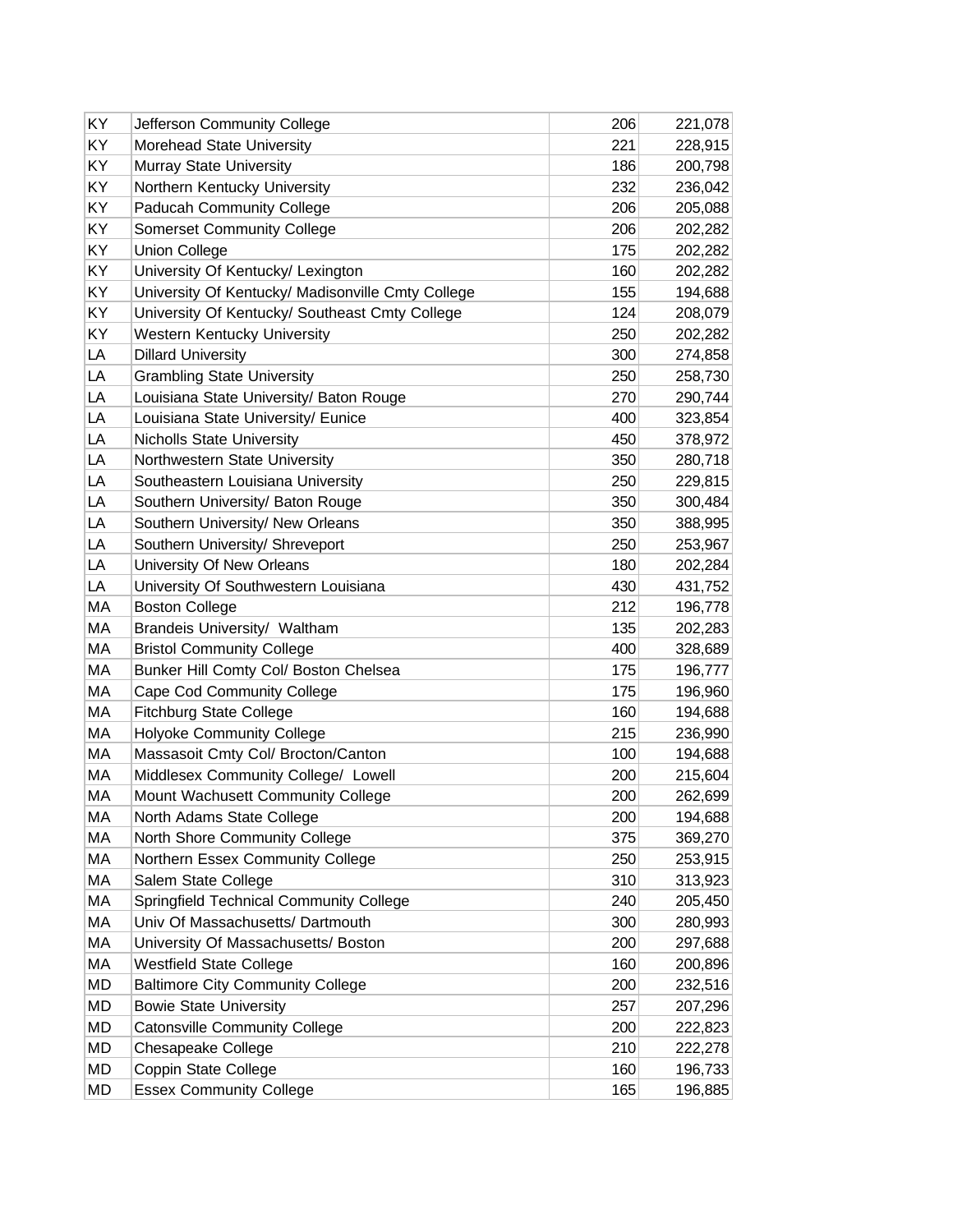| | | | |
|---|---|---|---|
| KY | Jefferson Community College | 206 | 221,078 |
| KY | Morehead State University | 221 | 228,915 |
| KY | Murray State University | 186 | 200,798 |
| KY | Northern Kentucky University | 232 | 236,042 |
| KY | Paducah Community College | 206 | 205,088 |
| KY | Somerset Community College | 206 | 202,282 |
| KY | Union College | 175 | 202,282 |
| KY | University Of Kentucky/ Lexington | 160 | 202,282 |
| KY | University Of Kentucky/ Madisonville Cmty College | 155 | 194,688 |
| KY | University Of Kentucky/ Southeast Cmty College | 124 | 208,079 |
| KY | Western Kentucky University | 250 | 202,282 |
| LA | Dillard University | 300 | 274,858 |
| LA | Grambling State University | 250 | 258,730 |
| LA | Louisiana State University/ Baton Rouge | 270 | 290,744 |
| LA | Louisiana State University/ Eunice | 400 | 323,854 |
| LA | Nicholls State University | 450 | 378,972 |
| LA | Northwestern State University | 350 | 280,718 |
| LA | Southeastern Louisiana University | 250 | 229,815 |
| LA | Southern University/ Baton Rouge | 350 | 300,484 |
| LA | Southern University/ New Orleans | 350 | 388,995 |
| LA | Southern University/ Shreveport | 250 | 253,967 |
| LA | University Of New Orleans | 180 | 202,284 |
| LA | University Of Southwestern Louisiana | 430 | 431,752 |
| MA | Boston College | 212 | 196,778 |
| MA | Brandeis University/ Waltham | 135 | 202,283 |
| MA | Bristol Community College | 400 | 328,689 |
| MA | Bunker Hill Comty Col/ Boston Chelsea | 175 | 196,777 |
| MA | Cape Cod Community College | 175 | 196,960 |
| MA | Fitchburg State College | 160 | 194,688 |
| MA | Holyoke Community College | 215 | 236,990 |
| MA | Massasoit Cmty Col/ Brocton/Canton | 100 | 194,688 |
| MA | Middlesex Community College/ Lowell | 200 | 215,604 |
| MA | Mount Wachusett Community College | 200 | 262,699 |
| MA | North Adams State College | 200 | 194,688 |
| MA | North Shore Community College | 375 | 369,270 |
| MA | Northern Essex Community College | 250 | 253,915 |
| MA | Salem State College | 310 | 313,923 |
| MA | Springfield Technical Community College | 240 | 205,450 |
| MA | Univ Of Massachusetts/ Dartmouth | 300 | 280,993 |
| MA | University Of Massachusetts/ Boston | 200 | 297,688 |
| MA | Westfield State College | 160 | 200,896 |
| MD | Baltimore City Community College | 200 | 232,516 |
| MD | Bowie State University | 257 | 207,296 |
| MD | Catonsville Community College | 200 | 222,823 |
| MD | Chesapeake College | 210 | 222,278 |
| MD | Coppin State College | 160 | 196,733 |
| MD | Essex Community College | 165 | 196,885 |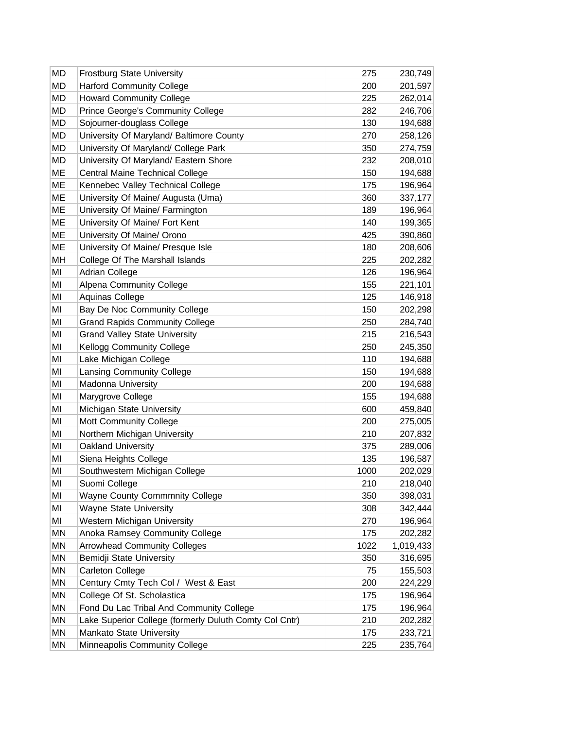| | | | |
|---|---|---|---|
| MD | Frostburg State University | 275 | 230,749 |
| MD | Harford Community College | 200 | 201,597 |
| MD | Howard Community College | 225 | 262,014 |
| MD | Prince George's Community College | 282 | 246,706 |
| MD | Sojourner-douglass College | 130 | 194,688 |
| MD | University Of Maryland/ Baltimore County | 270 | 258,126 |
| MD | University Of Maryland/ College Park | 350 | 274,759 |
| MD | University Of Maryland/ Eastern Shore | 232 | 208,010 |
| ME | Central Maine Technical College | 150 | 194,688 |
| ME | Kennebec Valley Technical College | 175 | 196,964 |
| ME | University Of Maine/ Augusta (Uma) | 360 | 337,177 |
| ME | University Of Maine/ Farmington | 189 | 196,964 |
| ME | University Of Maine/ Fort Kent | 140 | 199,365 |
| ME | University Of Maine/ Orono | 425 | 390,860 |
| ME | University Of Maine/ Presque Isle | 180 | 208,606 |
| MH | College Of The Marshall Islands | 225 | 202,282 |
| MI | Adrian College | 126 | 196,964 |
| MI | Alpena Community College | 155 | 221,101 |
| MI | Aquinas College | 125 | 146,918 |
| MI | Bay De Noc Community College | 150 | 202,298 |
| MI | Grand Rapids Community College | 250 | 284,740 |
| MI | Grand Valley State University | 215 | 216,543 |
| MI | Kellogg Community College | 250 | 245,350 |
| MI | Lake Michigan College | 110 | 194,688 |
| MI | Lansing Community College | 150 | 194,688 |
| MI | Madonna University | 200 | 194,688 |
| MI | Marygrove College | 155 | 194,688 |
| MI | Michigan State University | 600 | 459,840 |
| MI | Mott Community College | 200 | 275,005 |
| MI | Northern Michigan University | 210 | 207,832 |
| MI | Oakland University | 375 | 289,006 |
| MI | Siena Heights College | 135 | 196,587 |
| MI | Southwestern Michigan College | 1000 | 202,029 |
| MI | Suomi College | 210 | 218,040 |
| MI | Wayne County Commmnity College | 350 | 398,031 |
| MI | Wayne State University | 308 | 342,444 |
| MI | Western Michigan University | 270 | 196,964 |
| MN | Anoka Ramsey Community College | 175 | 202,282 |
| MN | Arrowhead Community Colleges | 1022 | 1,019,433 |
| MN | Bemidji State University | 350 | 316,695 |
| MN | Carleton College | 75 | 155,503 |
| MN | Century Cmty Tech Col / West & East | 200 | 224,229 |
| MN | College Of St. Scholastica | 175 | 196,964 |
| MN | Fond Du Lac Tribal And Community College | 175 | 196,964 |
| MN | Lake Superior College (formerly Duluth Comty Col Cntr) | 210 | 202,282 |
| MN | Mankato State University | 175 | 233,721 |
| MN | Minneapolis Community College | 225 | 235,764 |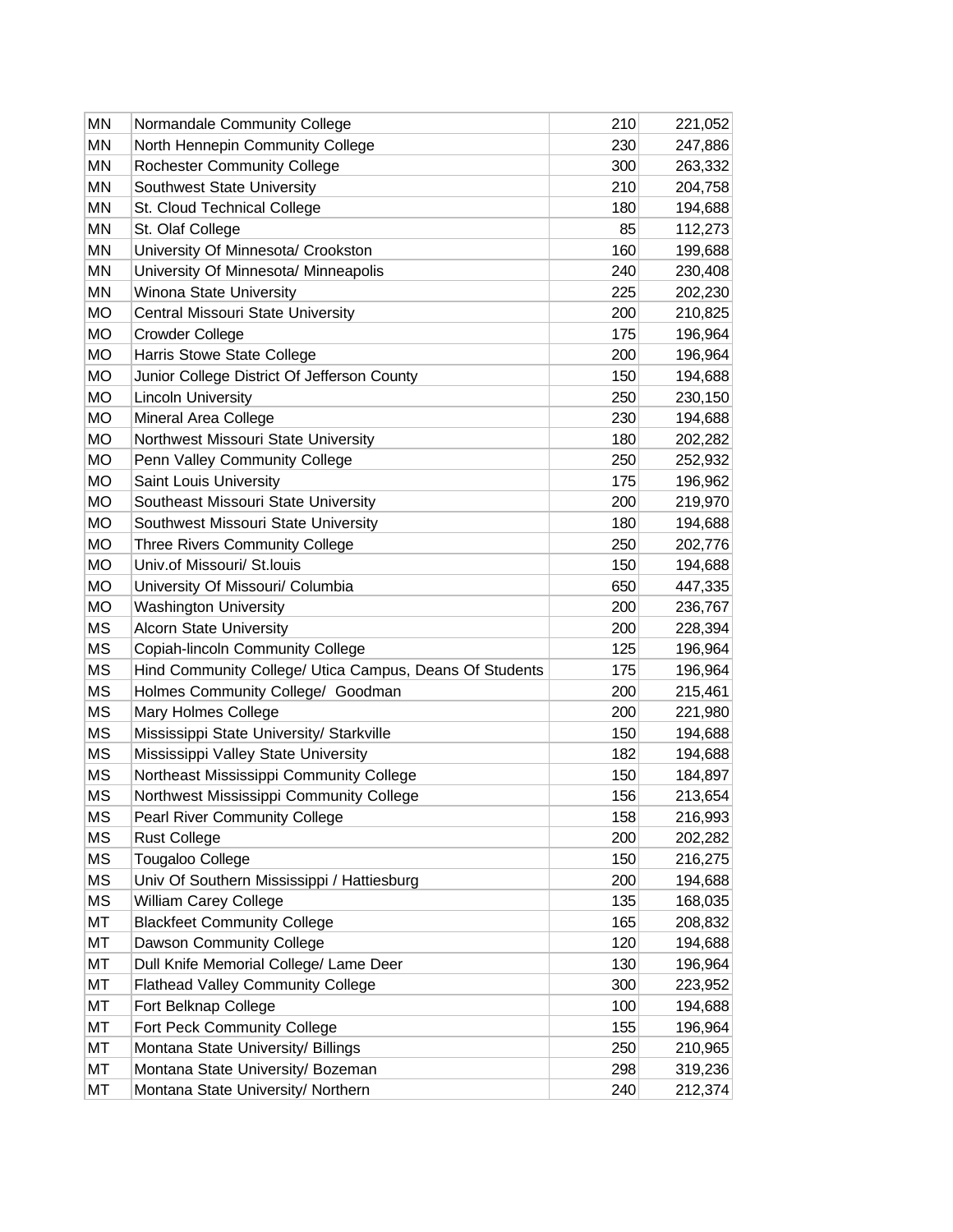| MN | Normandale Community College | 210 | 221,052 |
|---|---|---|---|
| MN | North Hennepin Community College | 230 | 247,886 |
| MN | Rochester Community College | 300 | 263,332 |
| MN | Southwest State University | 210 | 204,758 |
| MN | St. Cloud Technical College | 180 | 194,688 |
| MN | St. Olaf College | 85 | 112,273 |
| MN | University Of Minnesota/ Crookston | 160 | 199,688 |
| MN | University Of Minnesota/ Minneapolis | 240 | 230,408 |
| MN | Winona State University | 225 | 202,230 |
| MO | Central Missouri State University | 200 | 210,825 |
| MO | Crowder College | 175 | 196,964 |
| MO | Harris Stowe State College | 200 | 196,964 |
| MO | Junior College District Of Jefferson County | 150 | 194,688 |
| MO | Lincoln University | 250 | 230,150 |
| MO | Mineral Area College | 230 | 194,688 |
| MO | Northwest Missouri State University | 180 | 202,282 |
| MO | Penn Valley Community College | 250 | 252,932 |
| MO | Saint Louis University | 175 | 196,962 |
| MO | Southeast Missouri State University | 200 | 219,970 |
| MO | Southwest Missouri State University | 180 | 194,688 |
| MO | Three Rivers Community College | 250 | 202,776 |
| MO | Univ.of Missouri/ St.louis | 150 | 194,688 |
| MO | University Of Missouri/ Columbia | 650 | 447,335 |
| MO | Washington University | 200 | 236,767 |
| MS | Alcorn State University | 200 | 228,394 |
| MS | Copiah-lincoln Community College | 125 | 196,964 |
| MS | Hind Community College/ Utica Campus, Deans Of Students | 175 | 196,964 |
| MS | Holmes Community College/ Goodman | 200 | 215,461 |
| MS | Mary Holmes College | 200 | 221,980 |
| MS | Mississippi State University/ Starkville | 150 | 194,688 |
| MS | Mississippi Valley State University | 182 | 194,688 |
| MS | Northeast Mississippi Community College | 150 | 184,897 |
| MS | Northwest Mississippi Community College | 156 | 213,654 |
| MS | Pearl River Community College | 158 | 216,993 |
| MS | Rust College | 200 | 202,282 |
| MS | Tougaloo College | 150 | 216,275 |
| MS | Univ Of Southern Mississippi / Hattiesburg | 200 | 194,688 |
| MS | William Carey College | 135 | 168,035 |
| MT | Blackfeet Community College | 165 | 208,832 |
| MT | Dawson Community College | 120 | 194,688 |
| MT | Dull Knife Memorial College/ Lame Deer | 130 | 196,964 |
| MT | Flathead Valley Community College | 300 | 223,952 |
| MT | Fort Belknap College | 100 | 194,688 |
| MT | Fort Peck Community College | 155 | 196,964 |
| MT | Montana State University/ Billings | 250 | 210,965 |
| MT | Montana State University/ Bozeman | 298 | 319,236 |
| MT | Montana State University/ Northern | 240 | 212,374 |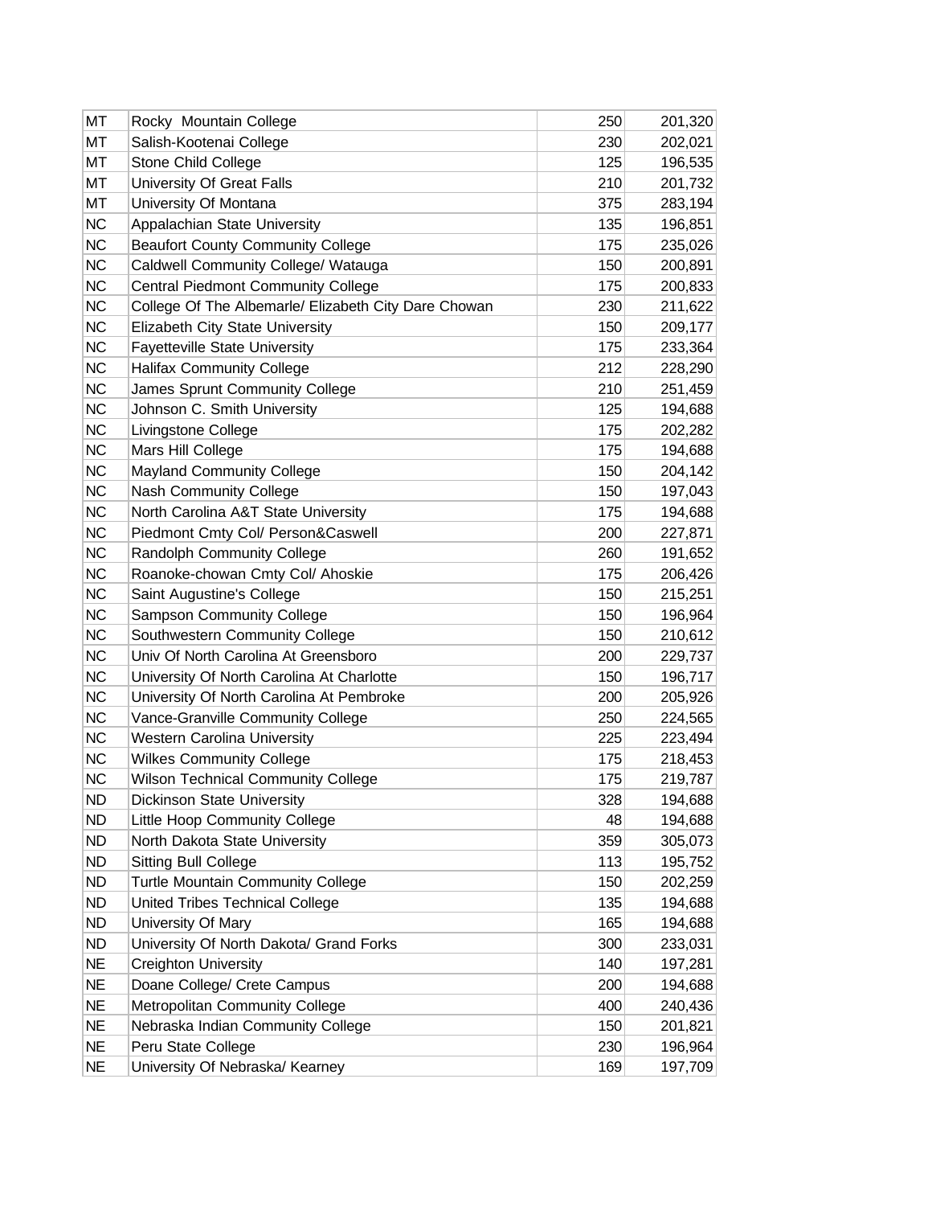| | | | |
|---|---|---|---|
| MT | Rocky  Mountain College | 250 | 201,320 |
| MT | Salish-Kootenai College | 230 | 202,021 |
| MT | Stone Child College | 125 | 196,535 |
| MT | University Of Great Falls | 210 | 201,732 |
| MT | University Of Montana | 375 | 283,194 |
| NC | Appalachian State University | 135 | 196,851 |
| NC | Beaufort County Community College | 175 | 235,026 |
| NC | Caldwell Community College/ Watauga | 150 | 200,891 |
| NC | Central Piedmont Community College | 175 | 200,833 |
| NC | College Of The Albemarle/ Elizabeth City Dare Chowan | 230 | 211,622 |
| NC | Elizabeth City State University | 150 | 209,177 |
| NC | Fayetteville State University | 175 | 233,364 |
| NC | Halifax Community College | 212 | 228,290 |
| NC | James Sprunt Community College | 210 | 251,459 |
| NC | Johnson C. Smith University | 125 | 194,688 |
| NC | Livingstone College | 175 | 202,282 |
| NC | Mars Hill College | 175 | 194,688 |
| NC | Mayland Community College | 150 | 204,142 |
| NC | Nash Community College | 150 | 197,043 |
| NC | North Carolina A&T State University | 175 | 194,688 |
| NC | Piedmont Cmty Col/ Person&Caswell | 200 | 227,871 |
| NC | Randolph Community College | 260 | 191,652 |
| NC | Roanoke-chowan Cmty Col/ Ahoskie | 175 | 206,426 |
| NC | Saint Augustine's College | 150 | 215,251 |
| NC | Sampson Community College | 150 | 196,964 |
| NC | Southwestern Community College | 150 | 210,612 |
| NC | Univ Of North Carolina At Greensboro | 200 | 229,737 |
| NC | University Of North Carolina At Charlotte | 150 | 196,717 |
| NC | University Of North Carolina At Pembroke | 200 | 205,926 |
| NC | Vance-Granville Community College | 250 | 224,565 |
| NC | Western Carolina University | 225 | 223,494 |
| NC | Wilkes Community College | 175 | 218,453 |
| NC | Wilson Technical Community College | 175 | 219,787 |
| ND | Dickinson State University | 328 | 194,688 |
| ND | Little Hoop Community College | 48 | 194,688 |
| ND | North Dakota State University | 359 | 305,073 |
| ND | Sitting Bull College | 113 | 195,752 |
| ND | Turtle Mountain Community College | 150 | 202,259 |
| ND | United Tribes Technical College | 135 | 194,688 |
| ND | University Of Mary | 165 | 194,688 |
| ND | University Of North Dakota/ Grand Forks | 300 | 233,031 |
| NE | Creighton University | 140 | 197,281 |
| NE | Doane College/ Crete Campus | 200 | 194,688 |
| NE | Metropolitan Community College | 400 | 240,436 |
| NE | Nebraska Indian Community College | 150 | 201,821 |
| NE | Peru State College | 230 | 196,964 |
| NE | University Of Nebraska/ Kearney | 169 | 197,709 |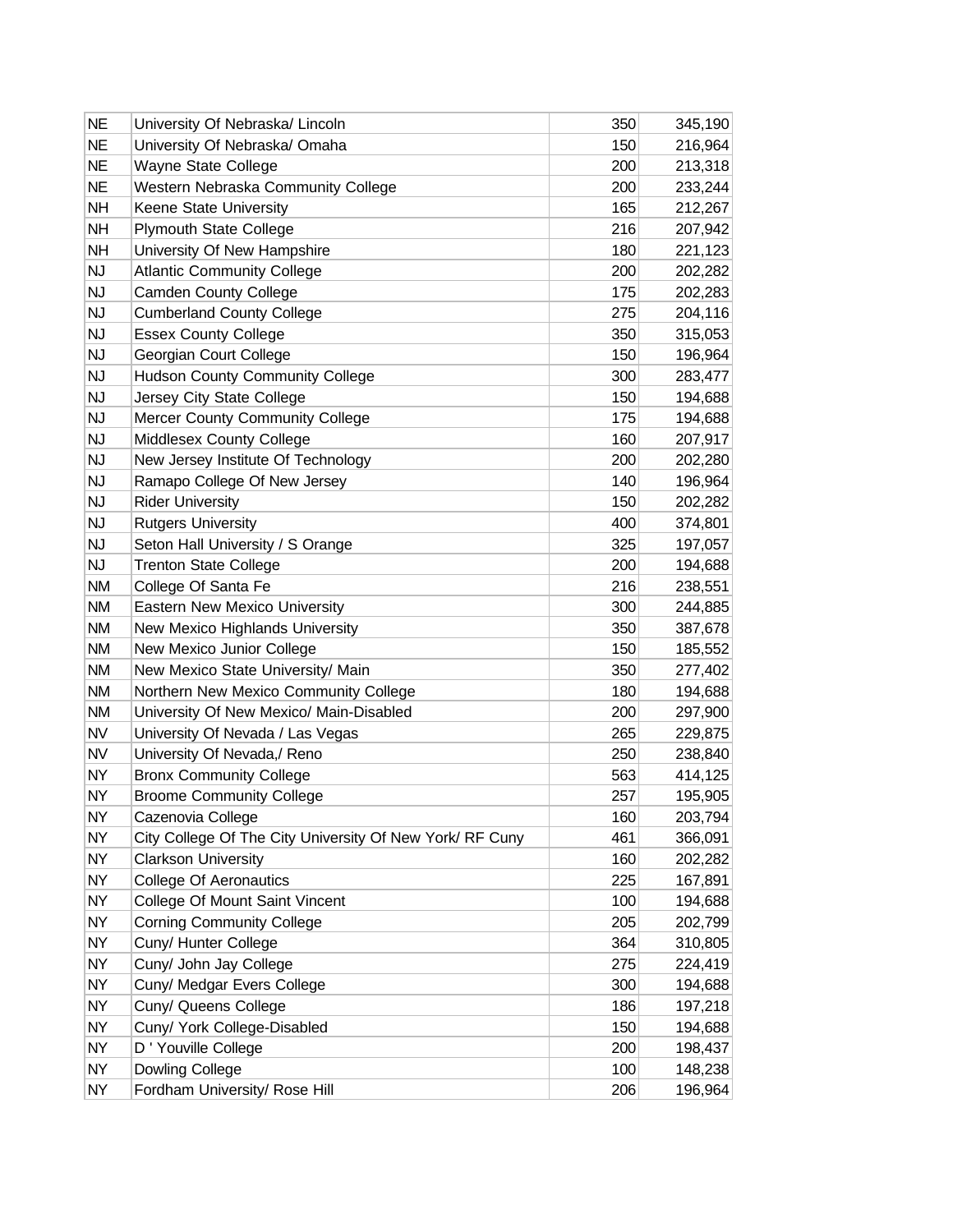| NE | University Of Nebraska/ Lincoln | 350 | 345,190 |
|---|---|---|---|
| NE | University Of Nebraska/ Omaha | 150 | 216,964 |
| NE | Wayne State College | 200 | 213,318 |
| NE | Western Nebraska Community College | 200 | 233,244 |
| NH | Keene State University | 165 | 212,267 |
| NH | Plymouth State College | 216 | 207,942 |
| NH | University Of New Hampshire | 180 | 221,123 |
| NJ | Atlantic Community College | 200 | 202,282 |
| NJ | Camden County College | 175 | 202,283 |
| NJ | Cumberland County College | 275 | 204,116 |
| NJ | Essex County College | 350 | 315,053 |
| NJ | Georgian Court College | 150 | 196,964 |
| NJ | Hudson County Community College | 300 | 283,477 |
| NJ | Jersey City State College | 150 | 194,688 |
| NJ | Mercer County Community College | 175 | 194,688 |
| NJ | Middlesex County College | 160 | 207,917 |
| NJ | New Jersey Institute Of Technology | 200 | 202,280 |
| NJ | Ramapo College Of New Jersey | 140 | 196,964 |
| NJ | Rider University | 150 | 202,282 |
| NJ | Rutgers University | 400 | 374,801 |
| NJ | Seton Hall University / S Orange | 325 | 197,057 |
| NJ | Trenton State College | 200 | 194,688 |
| NM | College Of Santa Fe | 216 | 238,551 |
| NM | Eastern New Mexico University | 300 | 244,885 |
| NM | New Mexico Highlands University | 350 | 387,678 |
| NM | New Mexico Junior College | 150 | 185,552 |
| NM | New Mexico State University/ Main | 350 | 277,402 |
| NM | Northern New Mexico Community College | 180 | 194,688 |
| NM | University Of New Mexico/ Main-Disabled | 200 | 297,900 |
| NV | University Of Nevada / Las Vegas | 265 | 229,875 |
| NV | University Of Nevada,/ Reno | 250 | 238,840 |
| NY | Bronx Community College | 563 | 414,125 |
| NY | Broome Community College | 257 | 195,905 |
| NY | Cazenovia College | 160 | 203,794 |
| NY | City College Of The City University Of New York/ RF Cuny | 461 | 366,091 |
| NY | Clarkson University | 160 | 202,282 |
| NY | College Of Aeronautics | 225 | 167,891 |
| NY | College Of Mount Saint Vincent | 100 | 194,688 |
| NY | Corning Community College | 205 | 202,799 |
| NY | Cuny/ Hunter College | 364 | 310,805 |
| NY | Cuny/ John Jay College | 275 | 224,419 |
| NY | Cuny/ Medgar Evers College | 300 | 194,688 |
| NY | Cuny/ Queens College | 186 | 197,218 |
| NY | Cuny/ York College-Disabled | 150 | 194,688 |
| NY | D ' Youville College | 200 | 198,437 |
| NY | Dowling College | 100 | 148,238 |
| NY | Fordham University/ Rose Hill | 206 | 196,964 |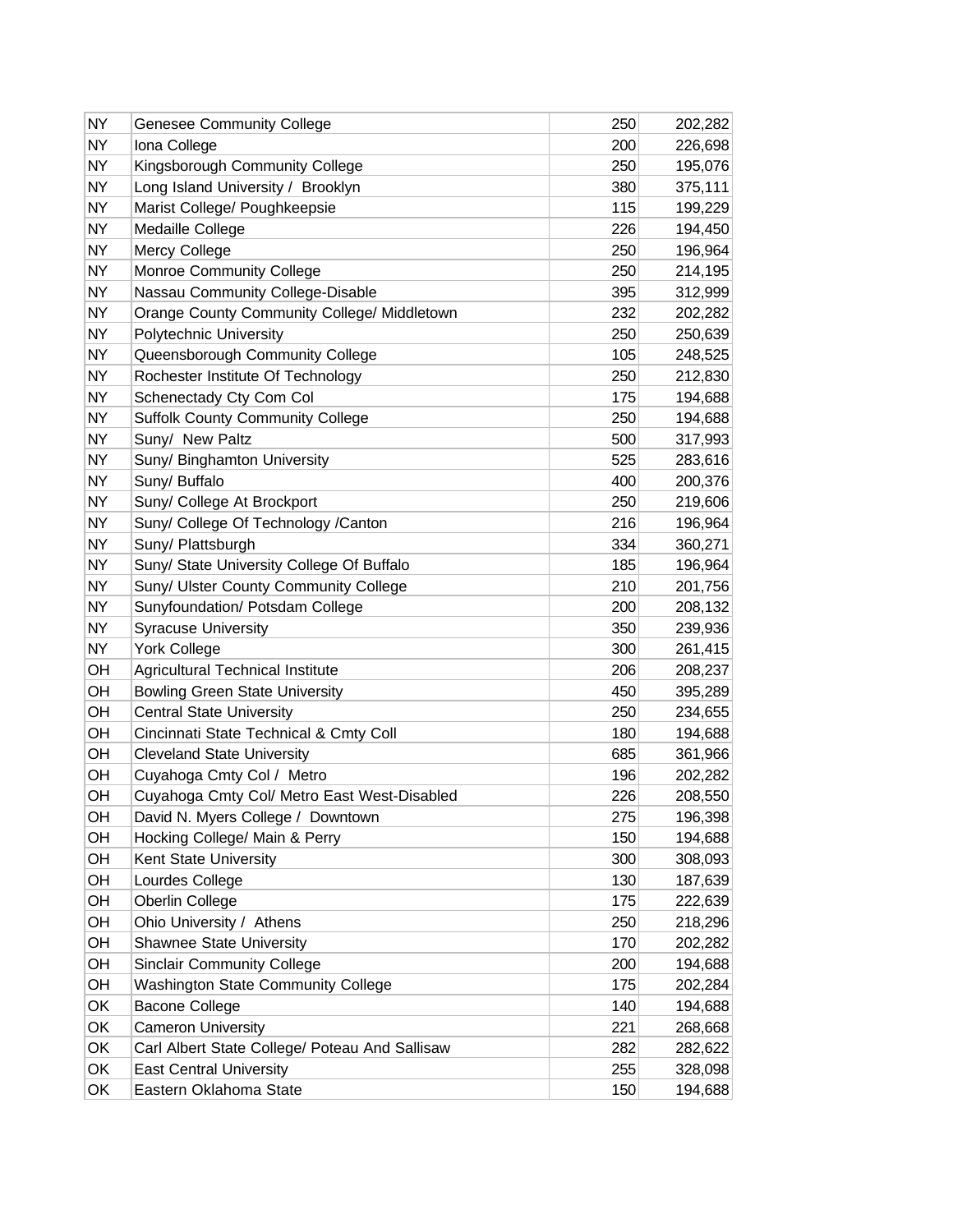| | | | |
|---|---|---|---|
| NY | Genesee Community College | 250 | 202,282 |
| NY | Iona College | 200 | 226,698 |
| NY | Kingsborough Community College | 250 | 195,076 |
| NY | Long Island University /  Brooklyn | 380 | 375,111 |
| NY | Marist College/ Poughkeepsie | 115 | 199,229 |
| NY | Medaille College | 226 | 194,450 |
| NY | Mercy College | 250 | 196,964 |
| NY | Monroe Community College | 250 | 214,195 |
| NY | Nassau Community College-Disable | 395 | 312,999 |
| NY | Orange County Community College/ Middletown | 232 | 202,282 |
| NY | Polytechnic University | 250 | 250,639 |
| NY | Queensborough Community College | 105 | 248,525 |
| NY | Rochester Institute Of Technology | 250 | 212,830 |
| NY | Schenectady Cty Com Col | 175 | 194,688 |
| NY | Suffolk County Community College | 250 | 194,688 |
| NY | Suny/  New Paltz | 500 | 317,993 |
| NY | Suny/ Binghamton University | 525 | 283,616 |
| NY | Suny/ Buffalo | 400 | 200,376 |
| NY | Suny/ College At Brockport | 250 | 219,606 |
| NY | Suny/ College Of Technology /Canton | 216 | 196,964 |
| NY | Suny/ Plattsburgh | 334 | 360,271 |
| NY | Suny/ State University College Of Buffalo | 185 | 196,964 |
| NY | Suny/ Ulster County Community College | 210 | 201,756 |
| NY | Sunyfoundation/ Potsdam College | 200 | 208,132 |
| NY | Syracuse University | 350 | 239,936 |
| NY | York College | 300 | 261,415 |
| OH | Agricultural Technical Institute | 206 | 208,237 |
| OH | Bowling Green State University | 450 | 395,289 |
| OH | Central State University | 250 | 234,655 |
| OH | Cincinnati State Technical & Cmty Coll | 180 | 194,688 |
| OH | Cleveland State University | 685 | 361,966 |
| OH | Cuyahoga Cmty Col /  Metro | 196 | 202,282 |
| OH | Cuyahoga Cmty Col/ Metro East West-Disabled | 226 | 208,550 |
| OH | David N. Myers College /  Downtown | 275 | 196,398 |
| OH | Hocking College/ Main & Perry | 150 | 194,688 |
| OH | Kent State University | 300 | 308,093 |
| OH | Lourdes College | 130 | 187,639 |
| OH | Oberlin College | 175 | 222,639 |
| OH | Ohio University /  Athens | 250 | 218,296 |
| OH | Shawnee State University | 170 | 202,282 |
| OH | Sinclair Community College | 200 | 194,688 |
| OH | Washington State Community College | 175 | 202,284 |
| OK | Bacone College | 140 | 194,688 |
| OK | Cameron University | 221 | 268,668 |
| OK | Carl Albert State College/ Poteau And Sallisaw | 282 | 282,622 |
| OK | East Central University | 255 | 328,098 |
| OK | Eastern Oklahoma State | 150 | 194,688 |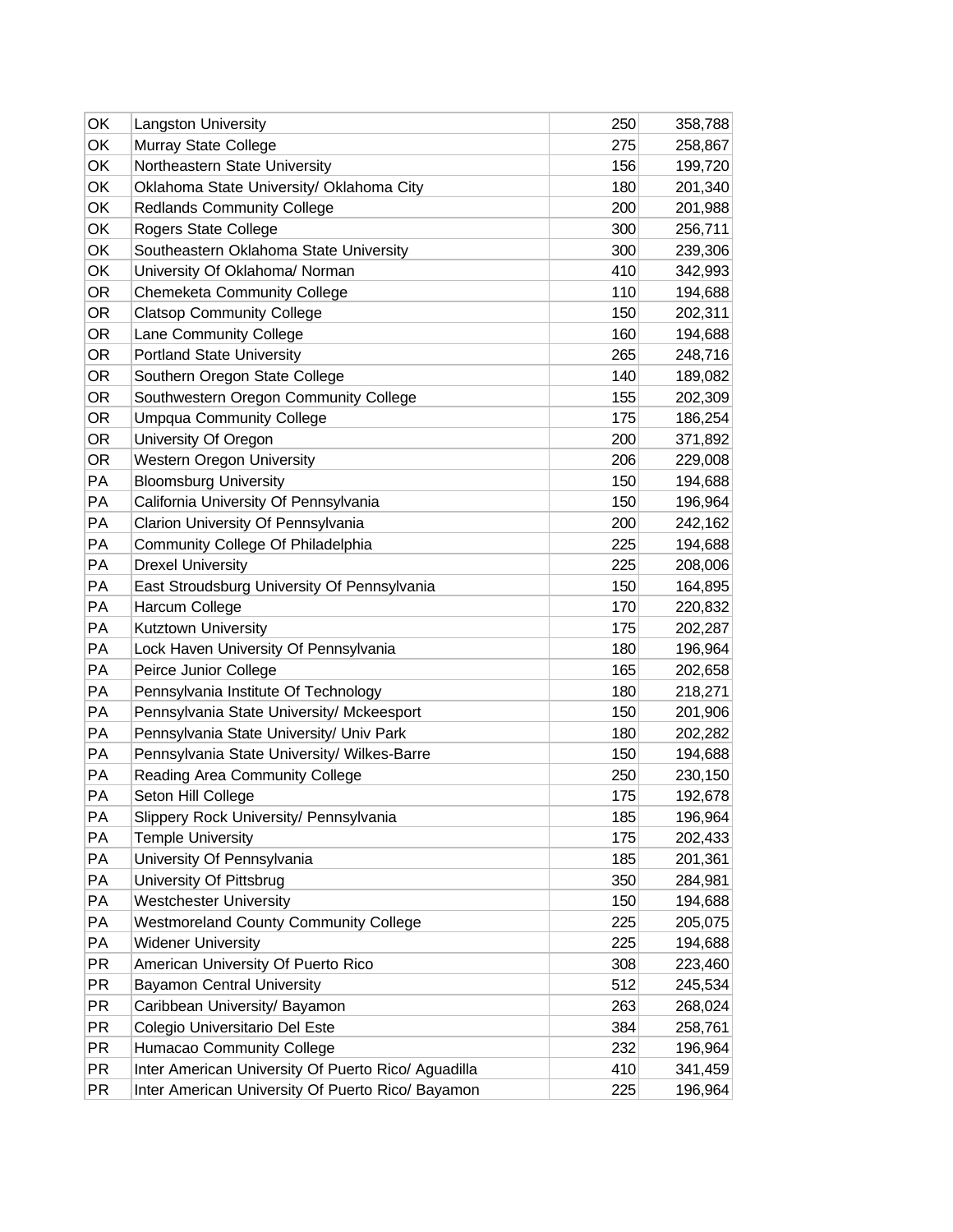| OK | Langston University | 250 | 358,788 |
|---|---|---|---|
| OK | Murray State College | 275 | 258,867 |
| OK | Northeastern State University | 156 | 199,720 |
| OK | Oklahoma State University/ Oklahoma City | 180 | 201,340 |
| OK | Redlands Community College | 200 | 201,988 |
| OK | Rogers State College | 300 | 256,711 |
| OK | Southeastern Oklahoma State University | 300 | 239,306 |
| OK | University Of Oklahoma/ Norman | 410 | 342,993 |
| OR | Chemeketa Community College | 110 | 194,688 |
| OR | Clatsop Community College | 150 | 202,311 |
| OR | Lane Community College | 160 | 194,688 |
| OR | Portland State University | 265 | 248,716 |
| OR | Southern Oregon State College | 140 | 189,082 |
| OR | Southwestern Oregon Community College | 155 | 202,309 |
| OR | Umpqua Community College | 175 | 186,254 |
| OR | University Of Oregon | 200 | 371,892 |
| OR | Western Oregon University | 206 | 229,008 |
| PA | Bloomsburg University | 150 | 194,688 |
| PA | California University Of Pennsylvania | 150 | 196,964 |
| PA | Clarion University Of Pennsylvania | 200 | 242,162 |
| PA | Community College Of Philadelphia | 225 | 194,688 |
| PA | Drexel University | 225 | 208,006 |
| PA | East Stroudsburg University Of Pennsylvania | 150 | 164,895 |
| PA | Harcum College | 170 | 220,832 |
| PA | Kutztown University | 175 | 202,287 |
| PA | Lock Haven University Of Pennsylvania | 180 | 196,964 |
| PA | Peirce Junior College | 165 | 202,658 |
| PA | Pennsylvania Institute Of Technology | 180 | 218,271 |
| PA | Pennsylvania State University/ Mckeesport | 150 | 201,906 |
| PA | Pennsylvania State University/ Univ Park | 180 | 202,282 |
| PA | Pennsylvania State University/ Wilkes-Barre | 150 | 194,688 |
| PA | Reading Area Community College | 250 | 230,150 |
| PA | Seton Hill College | 175 | 192,678 |
| PA | Slippery Rock University/ Pennsylvania | 185 | 196,964 |
| PA | Temple University | 175 | 202,433 |
| PA | University Of Pennsylvania | 185 | 201,361 |
| PA | University Of Pittsbrug | 350 | 284,981 |
| PA | Westchester University | 150 | 194,688 |
| PA | Westmoreland County Community College | 225 | 205,075 |
| PA | Widener University | 225 | 194,688 |
| PR | American University Of Puerto Rico | 308 | 223,460 |
| PR | Bayamon Central University | 512 | 245,534 |
| PR | Caribbean University/ Bayamon | 263 | 268,024 |
| PR | Colegio Universitario Del Este | 384 | 258,761 |
| PR | Humacao Community College | 232 | 196,964 |
| PR | Inter American University Of Puerto Rico/ Aguadilla | 410 | 341,459 |
| PR | Inter American University Of Puerto Rico/ Bayamon | 225 | 196,964 |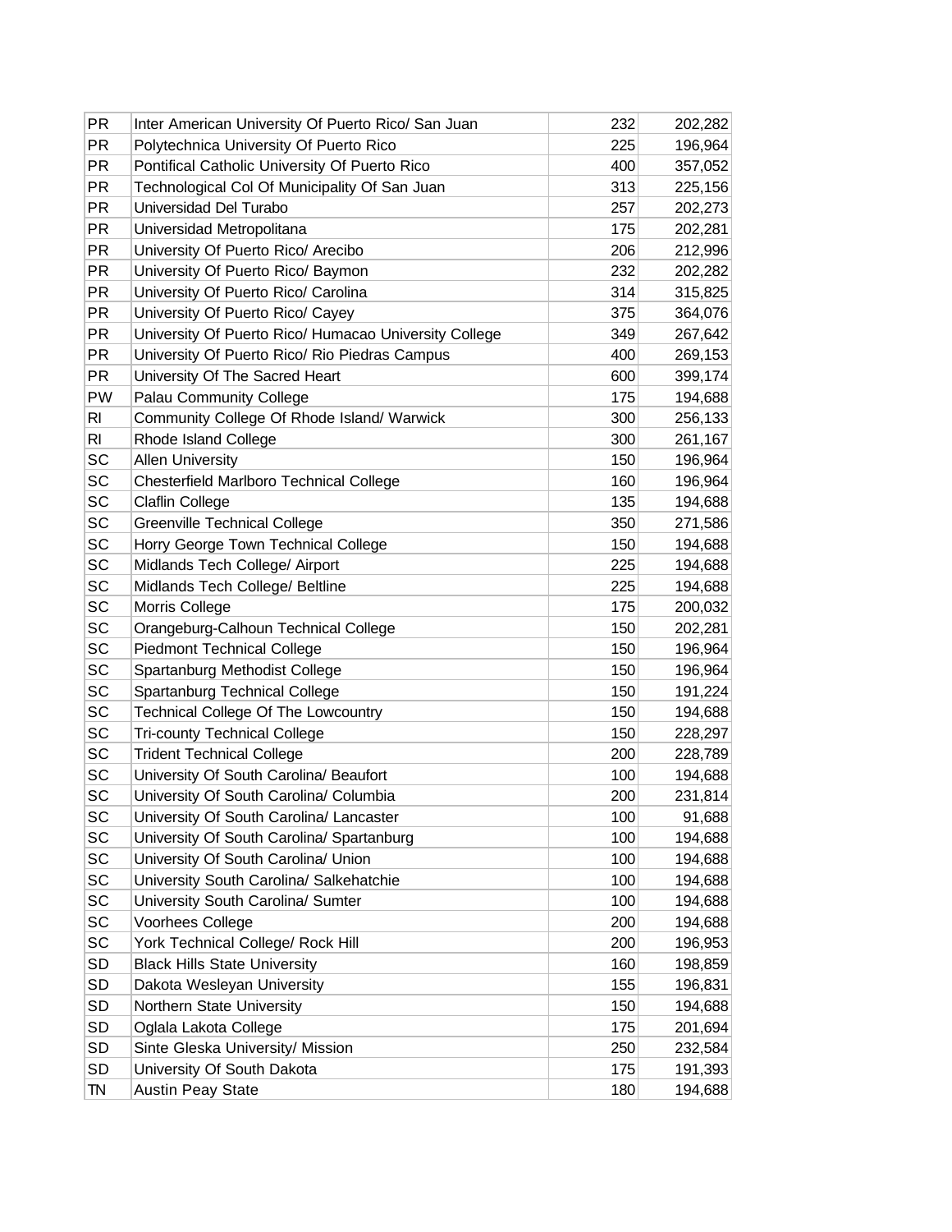| | | | |
|---|---|---|---|
| PR | Inter American University Of Puerto Rico/ San Juan | 232 | 202,282 |
| PR | Polytechnica University Of Puerto Rico | 225 | 196,964 |
| PR | Pontifical Catholic University Of Puerto Rico | 400 | 357,052 |
| PR | Technological Col Of Municipality Of San Juan | 313 | 225,156 |
| PR | Universidad Del Turabo | 257 | 202,273 |
| PR | Universidad Metropolitana | 175 | 202,281 |
| PR | University Of Puerto Rico/ Arecibo | 206 | 212,996 |
| PR | University Of Puerto Rico/ Baymon | 232 | 202,282 |
| PR | University Of Puerto Rico/ Carolina | 314 | 315,825 |
| PR | University Of Puerto Rico/ Cayey | 375 | 364,076 |
| PR | University Of Puerto Rico/ Humacao University College | 349 | 267,642 |
| PR | University Of Puerto Rico/ Rio Piedras Campus | 400 | 269,153 |
| PR | University Of The Sacred Heart | 600 | 399,174 |
| PW | Palau Community College | 175 | 194,688 |
| RI | Community College Of Rhode Island/ Warwick | 300 | 256,133 |
| RI | Rhode Island College | 300 | 261,167 |
| SC | Allen University | 150 | 196,964 |
| SC | Chesterfield Marlboro Technical College | 160 | 196,964 |
| SC | Claflin College | 135 | 194,688 |
| SC | Greenville Technical College | 350 | 271,586 |
| SC | Horry George Town Technical College | 150 | 194,688 |
| SC | Midlands Tech College/ Airport | 225 | 194,688 |
| SC | Midlands Tech College/ Beltline | 225 | 194,688 |
| SC | Morris College | 175 | 200,032 |
| SC | Orangeburg-Calhoun Technical College | 150 | 202,281 |
| SC | Piedmont Technical College | 150 | 196,964 |
| SC | Spartanburg Methodist College | 150 | 196,964 |
| SC | Spartanburg Technical College | 150 | 191,224 |
| SC | Technical College Of The Lowcountry | 150 | 194,688 |
| SC | Tri-county Technical College | 150 | 228,297 |
| SC | Trident Technical College | 200 | 228,789 |
| SC | University Of South Carolina/ Beaufort | 100 | 194,688 |
| SC | University Of South Carolina/ Columbia | 200 | 231,814 |
| SC | University Of South Carolina/ Lancaster | 100 | 91,688 |
| SC | University Of South Carolina/ Spartanburg | 100 | 194,688 |
| SC | University Of South Carolina/ Union | 100 | 194,688 |
| SC | University South Carolina/ Salkehatchie | 100 | 194,688 |
| SC | University South Carolina/ Sumter | 100 | 194,688 |
| SC | Voorhees College | 200 | 194,688 |
| SC | York Technical College/ Rock Hill | 200 | 196,953 |
| SD | Black Hills State University | 160 | 198,859 |
| SD | Dakota Wesleyan University | 155 | 196,831 |
| SD | Northern State University | 150 | 194,688 |
| SD | Oglala Lakota College | 175 | 201,694 |
| SD | Sinte Gleska University/ Mission | 250 | 232,584 |
| SD | University Of South Dakota | 175 | 191,393 |
| TN | Austin Peay State | 180 | 194,688 |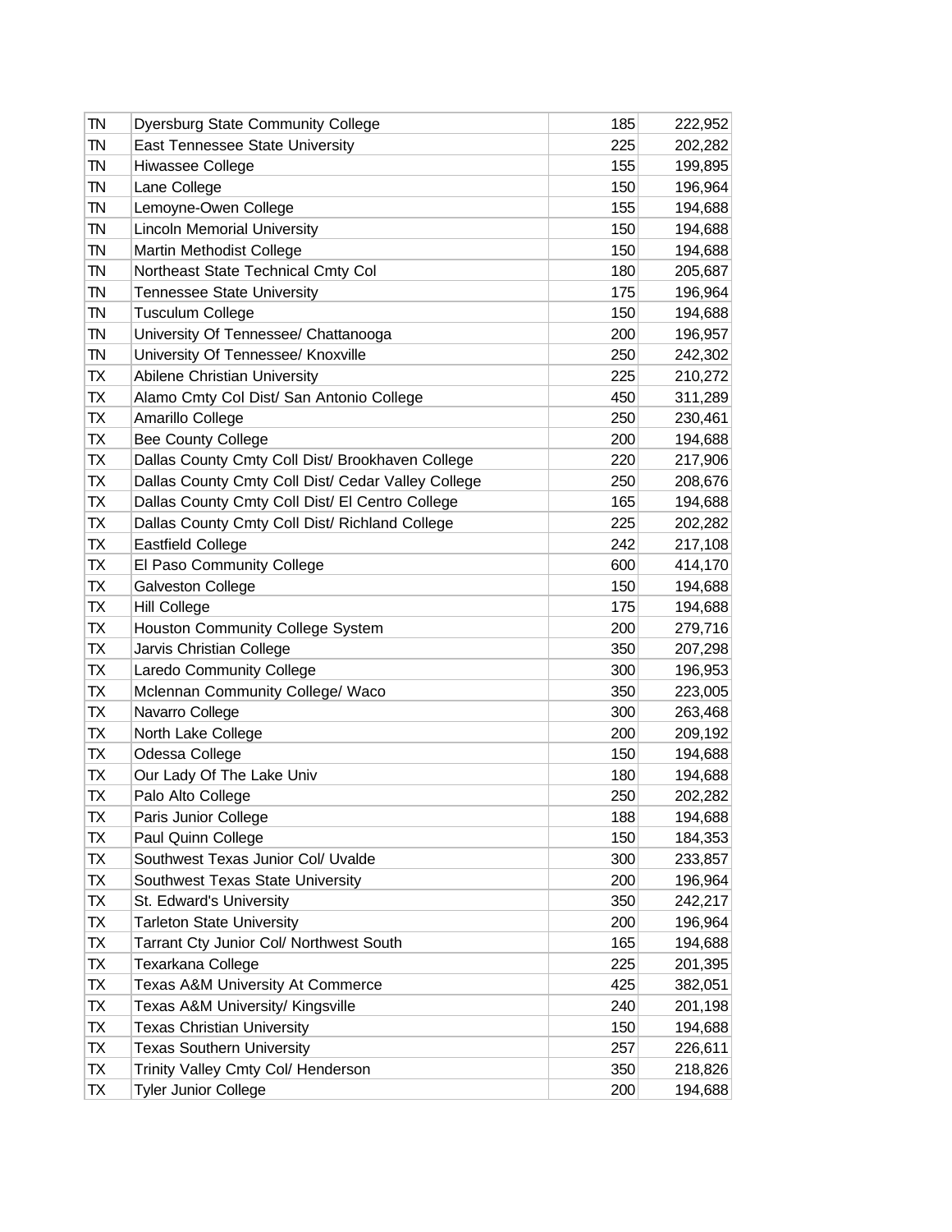| | | | |
|---|---|---|---|
| TN | Dyersburg State Community College | 185 | 222,952 |
| TN | East Tennessee State University | 225 | 202,282 |
| TN | Hiwassee College | 155 | 199,895 |
| TN | Lane College | 150 | 196,964 |
| TN | Lemoyne-Owen College | 155 | 194,688 |
| TN | Lincoln Memorial University | 150 | 194,688 |
| TN | Martin Methodist College | 150 | 194,688 |
| TN | Northeast State Technical Cmty Col | 180 | 205,687 |
| TN | Tennessee State University | 175 | 196,964 |
| TN | Tusculum College | 150 | 194,688 |
| TN | University Of Tennessee/ Chattanooga | 200 | 196,957 |
| TN | University Of Tennessee/ Knoxville | 250 | 242,302 |
| TX | Abilene Christian University | 225 | 210,272 |
| TX | Alamo Cmty Col Dist/ San Antonio College | 450 | 311,289 |
| TX | Amarillo College | 250 | 230,461 |
| TX | Bee County College | 200 | 194,688 |
| TX | Dallas County Cmty Coll Dist/ Brookhaven College | 220 | 217,906 |
| TX | Dallas County Cmty Coll Dist/ Cedar Valley College | 250 | 208,676 |
| TX | Dallas County Cmty Coll Dist/ El Centro College | 165 | 194,688 |
| TX | Dallas County Cmty Coll Dist/ Richland College | 225 | 202,282 |
| TX | Eastfield College | 242 | 217,108 |
| TX | El Paso Community College | 600 | 414,170 |
| TX | Galveston College | 150 | 194,688 |
| TX | Hill College | 175 | 194,688 |
| TX | Houston Community College System | 200 | 279,716 |
| TX | Jarvis Christian College | 350 | 207,298 |
| TX | Laredo Community College | 300 | 196,953 |
| TX | Mclennan Community College/ Waco | 350 | 223,005 |
| TX | Navarro College | 300 | 263,468 |
| TX | North Lake College | 200 | 209,192 |
| TX | Odessa College | 150 | 194,688 |
| TX | Our Lady Of The Lake Univ | 180 | 194,688 |
| TX | Palo Alto College | 250 | 202,282 |
| TX | Paris Junior College | 188 | 194,688 |
| TX | Paul Quinn College | 150 | 184,353 |
| TX | Southwest Texas Junior Col/ Uvalde | 300 | 233,857 |
| TX | Southwest Texas State University | 200 | 196,964 |
| TX | St. Edward's University | 350 | 242,217 |
| TX | Tarleton State University | 200 | 196,964 |
| TX | Tarrant Cty Junior Col/ Northwest South | 165 | 194,688 |
| TX | Texarkana College | 225 | 201,395 |
| TX | Texas A&M University At Commerce | 425 | 382,051 |
| TX | Texas A&M University/ Kingsville | 240 | 201,198 |
| TX | Texas Christian University | 150 | 194,688 |
| TX | Texas Southern University | 257 | 226,611 |
| TX | Trinity Valley Cmty Col/ Henderson | 350 | 218,826 |
| TX | Tyler Junior College | 200 | 194,688 |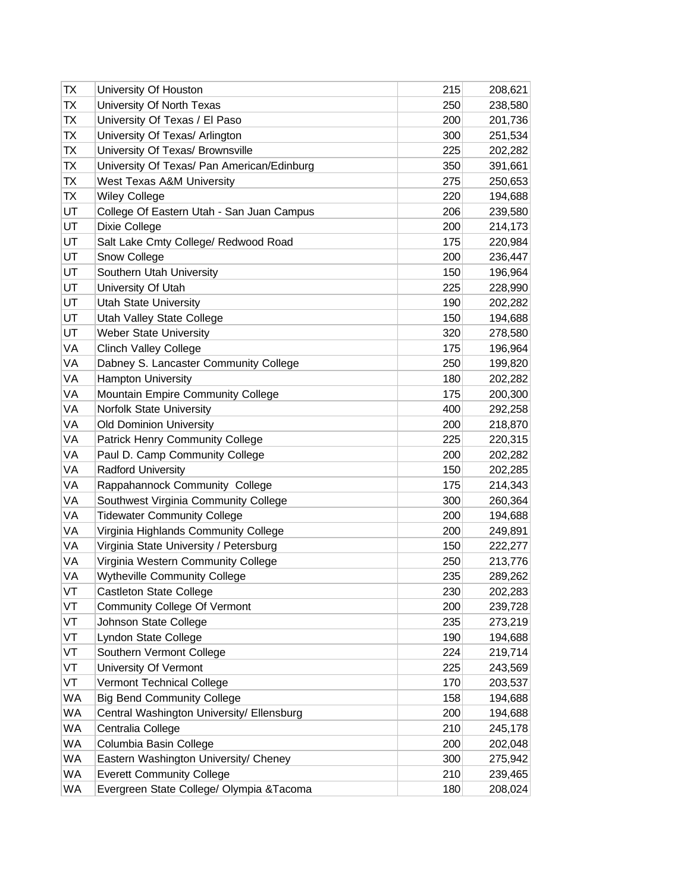| TX | University Of Houston | 215 | 208,621 |
|---|---|---|---|
| TX | University Of North Texas | 250 | 238,580 |
| TX | University Of Texas / El Paso | 200 | 201,736 |
| TX | University Of Texas/ Arlington | 300 | 251,534 |
| TX | University Of Texas/ Brownsville | 225 | 202,282 |
| TX | University Of Texas/ Pan American/Edinburg | 350 | 391,661 |
| TX | West Texas A&M University | 275 | 250,653 |
| TX | Wiley College | 220 | 194,688 |
| UT | College Of Eastern Utah - San Juan Campus | 206 | 239,580 |
| UT | Dixie College | 200 | 214,173 |
| UT | Salt Lake Cmty College/ Redwood Road | 175 | 220,984 |
| UT | Snow College | 200 | 236,447 |
| UT | Southern Utah University | 150 | 196,964 |
| UT | University Of Utah | 225 | 228,990 |
| UT | Utah State University | 190 | 202,282 |
| UT | Utah Valley State College | 150 | 194,688 |
| UT | Weber State University | 320 | 278,580 |
| VA | Clinch Valley College | 175 | 196,964 |
| VA | Dabney S. Lancaster Community College | 250 | 199,820 |
| VA | Hampton University | 180 | 202,282 |
| VA | Mountain Empire Community College | 175 | 200,300 |
| VA | Norfolk State University | 400 | 292,258 |
| VA | Old Dominion University | 200 | 218,870 |
| VA | Patrick Henry Community College | 225 | 220,315 |
| VA | Paul D. Camp Community College | 200 | 202,282 |
| VA | Radford University | 150 | 202,285 |
| VA | Rappahannock Community College | 175 | 214,343 |
| VA | Southwest Virginia Community College | 300 | 260,364 |
| VA | Tidewater Community College | 200 | 194,688 |
| VA | Virginia Highlands Community College | 200 | 249,891 |
| VA | Virginia State University / Petersburg | 150 | 222,277 |
| VA | Virginia Western Community College | 250 | 213,776 |
| VA | Wytheville Community College | 235 | 289,262 |
| VT | Castleton State College | 230 | 202,283 |
| VT | Community College Of Vermont | 200 | 239,728 |
| VT | Johnson State College | 235 | 273,219 |
| VT | Lyndon State College | 190 | 194,688 |
| VT | Southern Vermont College | 224 | 219,714 |
| VT | University Of Vermont | 225 | 243,569 |
| VT | Vermont Technical College | 170 | 203,537 |
| WA | Big Bend Community College | 158 | 194,688 |
| WA | Central Washington University/ Ellensburg | 200 | 194,688 |
| WA | Centralia College | 210 | 245,178 |
| WA | Columbia Basin College | 200 | 202,048 |
| WA | Eastern Washington University/ Cheney | 300 | 275,942 |
| WA | Everett Community College | 210 | 239,465 |
| WA | Evergreen State College/ Olympia &Tacoma | 180 | 208,024 |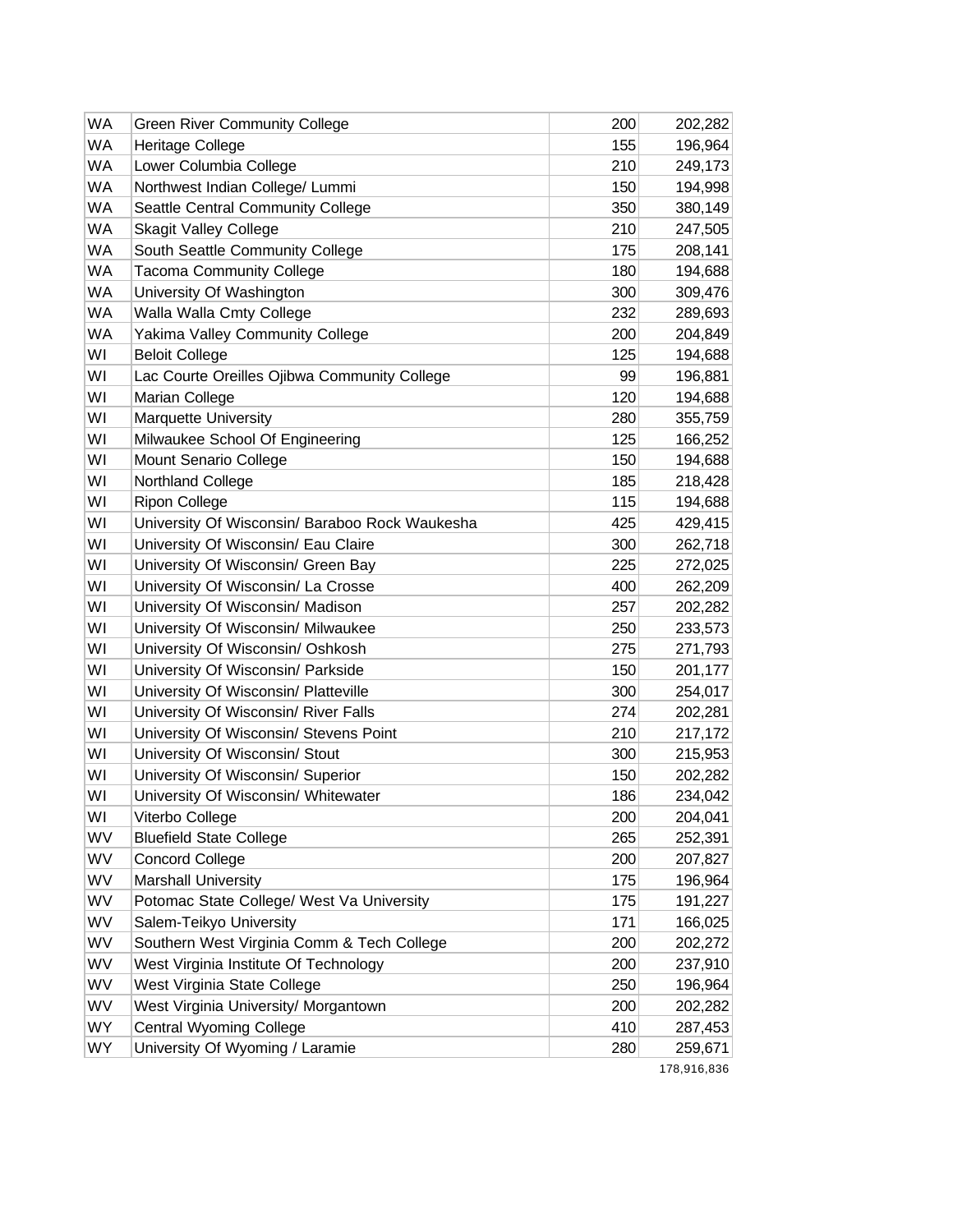| | | | |
|---|---|---|---|
| WA | Green River Community College | 200 | 202,282 |
| WA | Heritage College | 155 | 196,964 |
| WA | Lower Columbia College | 210 | 249,173 |
| WA | Northwest Indian College/ Lummi | 150 | 194,998 |
| WA | Seattle Central Community College | 350 | 380,149 |
| WA | Skagit Valley College | 210 | 247,505 |
| WA | South Seattle Community College | 175 | 208,141 |
| WA | Tacoma Community College | 180 | 194,688 |
| WA | University Of Washington | 300 | 309,476 |
| WA | Walla Walla Cmty College | 232 | 289,693 |
| WA | Yakima Valley Community College | 200 | 204,849 |
| WI | Beloit College | 125 | 194,688 |
| WI | Lac Courte Oreilles Ojibwa Community College | 99 | 196,881 |
| WI | Marian College | 120 | 194,688 |
| WI | Marquette University | 280 | 355,759 |
| WI | Milwaukee School Of Engineering | 125 | 166,252 |
| WI | Mount Senario College | 150 | 194,688 |
| WI | Northland College | 185 | 218,428 |
| WI | Ripon College | 115 | 194,688 |
| WI | University Of Wisconsin/ Baraboo Rock Waukesha | 425 | 429,415 |
| WI | University Of Wisconsin/ Eau Claire | 300 | 262,718 |
| WI | University Of Wisconsin/ Green Bay | 225 | 272,025 |
| WI | University Of Wisconsin/ La Crosse | 400 | 262,209 |
| WI | University Of Wisconsin/ Madison | 257 | 202,282 |
| WI | University Of Wisconsin/ Milwaukee | 250 | 233,573 |
| WI | University Of Wisconsin/ Oshkosh | 275 | 271,793 |
| WI | University Of Wisconsin/ Parkside | 150 | 201,177 |
| WI | University Of Wisconsin/ Platteville | 300 | 254,017 |
| WI | University Of Wisconsin/ River Falls | 274 | 202,281 |
| WI | University Of Wisconsin/ Stevens Point | 210 | 217,172 |
| WI | University Of Wisconsin/ Stout | 300 | 215,953 |
| WI | University Of Wisconsin/ Superior | 150 | 202,282 |
| WI | University Of Wisconsin/ Whitewater | 186 | 234,042 |
| WI | Viterbo College | 200 | 204,041 |
| WV | Bluefield State College | 265 | 252,391 |
| WV | Concord College | 200 | 207,827 |
| WV | Marshall University | 175 | 196,964 |
| WV | Potomac State College/ West Va University | 175 | 191,227 |
| WV | Salem-Teikyo University | 171 | 166,025 |
| WV | Southern West Virginia Comm & Tech College | 200 | 202,272 |
| WV | West Virginia Institute Of Technology | 200 | 237,910 |
| WV | West Virginia State College | 250 | 196,964 |
| WV | West Virginia University/ Morgantown | 200 | 202,282 |
| WY | Central Wyoming College | 410 | 287,453 |
| WY | University Of Wyoming / Laramie | 280 | 259,671 |
| | | | 178,916,836 |